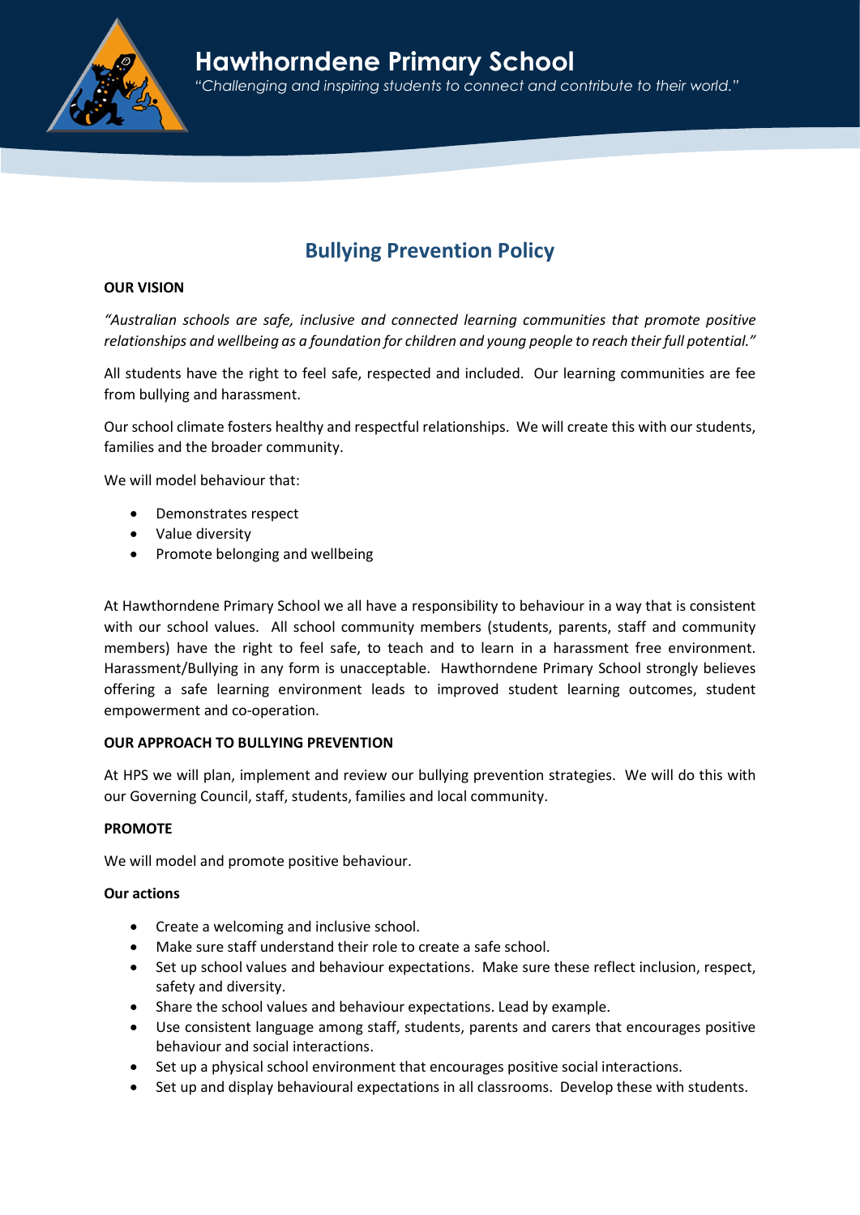# Hawthorndene Primary School

*"Challenging and inspiring students to connect and contribute to their world."*

## Bullying Prevention Policy

**OUR VISION**

*"Australian schools are safe, inclusive and connected learning communities that promote positive relationships and wellbeing as a foundation for children and young people to reach their full potential."*

All students have the right to feel safe, respected and included. Our learning communities are fee from bullying and harassment.

Our school climate fosters healthy and respectful relationships. We will create this with our students, families and the broader community.

We will model behaviour that:

- Demonstrates respect
- Value diversity
- Promote belonging and wellbeing

At Hawthorndene Primary School we all have a responsibility to behaviour in a way that is consistent with our school values. All school community members (students, parents, staff and community members) have the right to feel safe, to teach and to learn in a harassment free environment. Harassment/Bullying in any form is unacceptable. Hawthorndene Primary School strongly believes offering a safe learning environment leads to improved student learning outcomes, student empowerment and co-operation.

**OUR APPROACH TO BULLYING PREVENTION**

At HPS we will plan, implement and review our bullying prevention strategies. We will do this with our Governing Council, staff, students, families and local community.

**PROMOTE**

We will model and promote positive behaviour.

**Our actions**

- Create a welcoming and inclusive school.
- Make sure staff understand their role to create a safe school.
- Set up school values and behaviour expectations. Make sure these reflect inclusion, respect, safety and diversity.
- Share the school values and behaviour expectations. Lead by example.
- Use consistent language among staff, students, parents and carers that encourages positive behaviour and social interactions.
- Set up a physical school environment that encourages positive social interactions.
- Set up and display behavioural expectations in all classrooms. Develop these with students.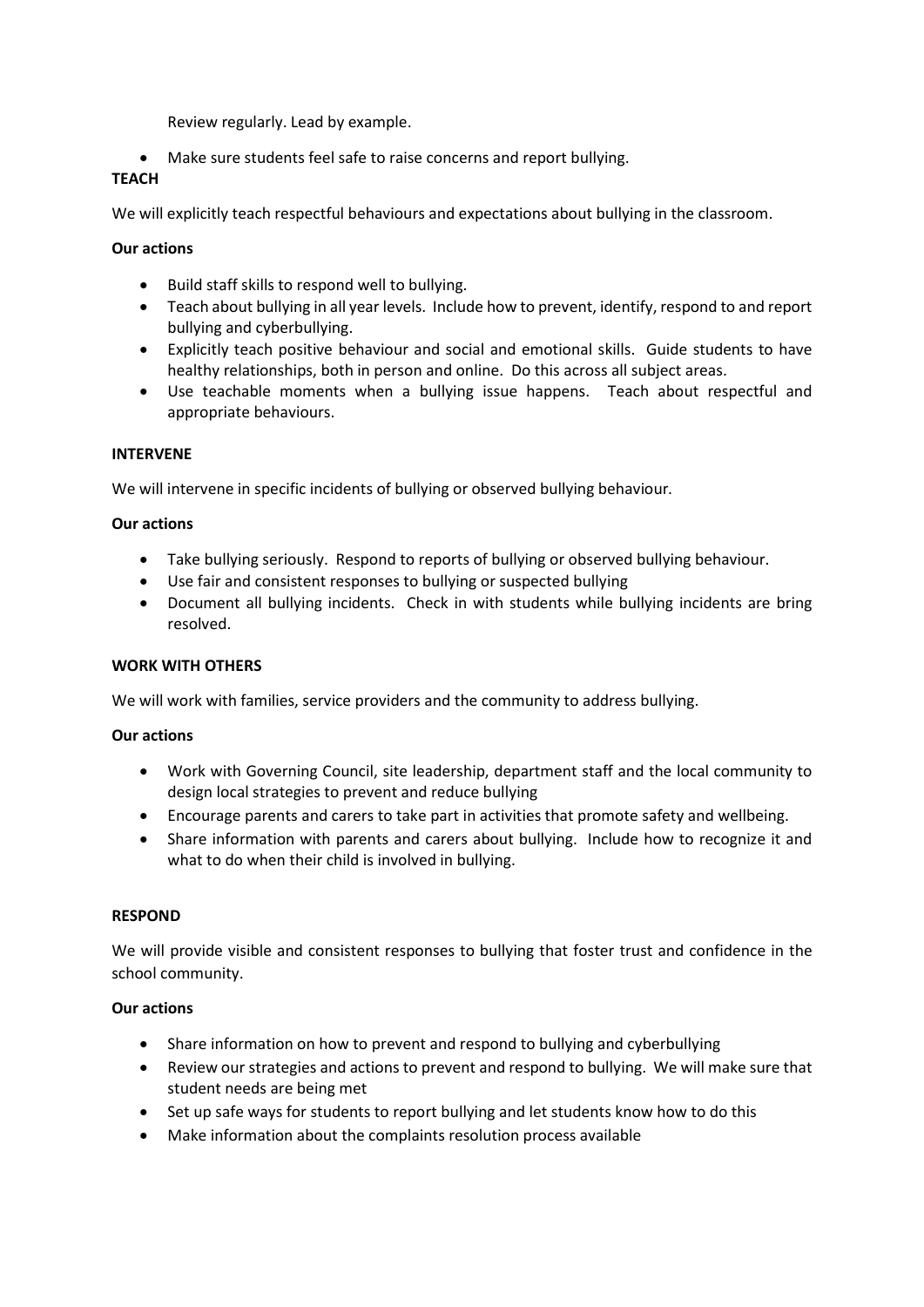Review regularly. Lead by example.

- Make sure students feel safe to raise concerns and report bullying.

**TEACH**

We will explicitly teach respectful behaviours and expectations about bullying in the classroom.

**Our actions**

- Build staff skills to respond well to bullying.
- Teach about bullying in all year levels. Include how to prevent, identify, respond to and report bullying and cyberbullying.
- Explicitly teach positive behaviour and social and emotional skills. Guide students to have healthy relationships, both in person and online. Do this across all subject areas.
- Use teachable moments when a bullying issue happens. Teach about respectful and appropriate behaviours.

**INTERVENE**

We will intervene in specific incidents of bullying or observed bullying behaviour.

**Our actions**

- Take bullying seriously. Respond to reports of bullying or observed bullying behaviour.
- Use fair and consistent responses to bullying or suspected bullying
- Document all bullying incidents. Check in with students while bullying incidents are bring resolved.

**WORK WITH OTHERS**

We will work with families, service providers and the community to address bullying.

**Our actions**

- Work with Governing Council, site leadership, department staff and the local community to design local strategies to prevent and reduce bullying
- Encourage parents and carers to take part in activities that promote safety and wellbeing.
- Share information with parents and carers about bullying. Include how to recognize it and what to do when their child is involved in bullying.

**RESPOND**

We will provide visible and consistent responses to bullying that foster trust and confidence in the school community.

**Our actions**

- Share information on how to prevent and respond to bullying and cyberbullying
- Review our strategies and actions to prevent and respond to bullying. We will make sure that student needs are being met
- Set up safe ways for students to report bullying and let students know how to do this
- Make information about the complaints resolution process available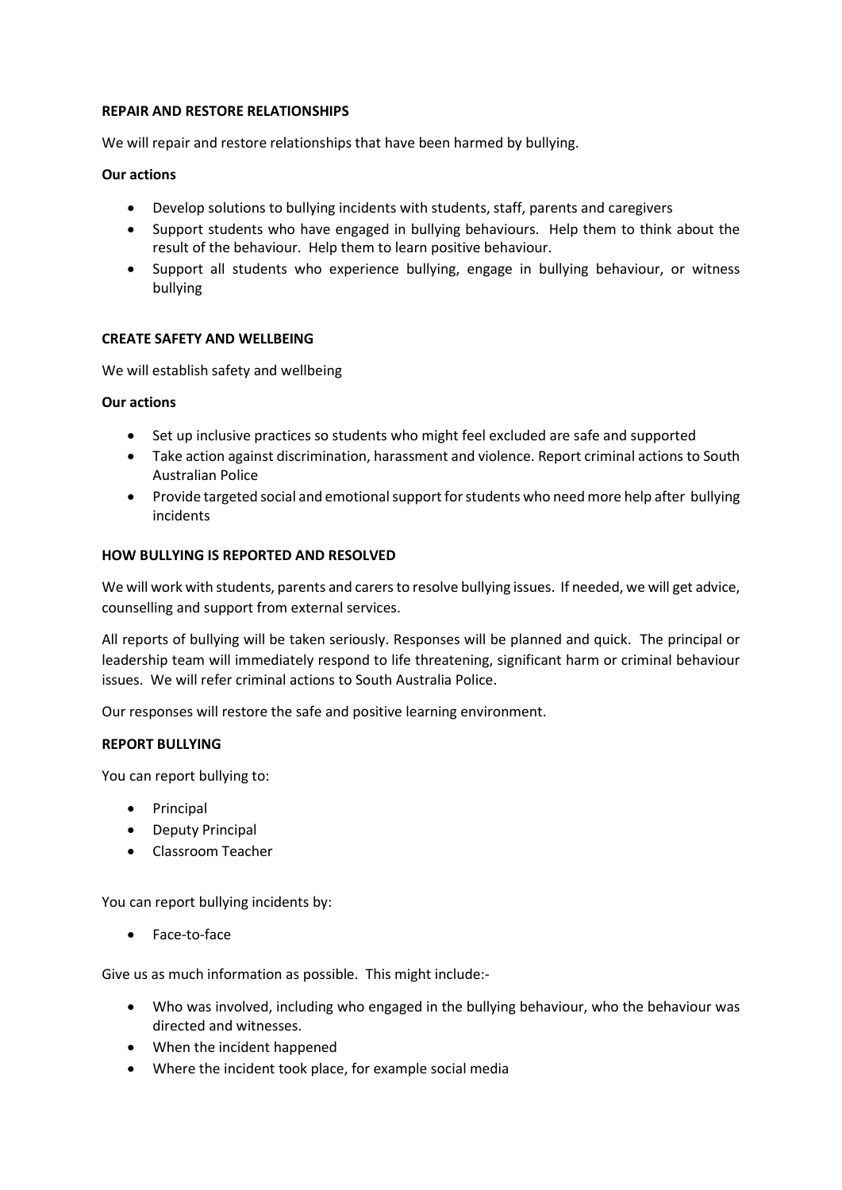**REPAIR AND RESTORE RELATIONSHIPS**

We will repair and restore relationships that have been harmed by bullying.

**Our actions**

- Develop solutions to bullying incidents with students, staff, parents and caregivers
- Support students who have engaged in bullying behaviours. Help them to think about the result of the behaviour. Help them to learn positive behaviour.
- Support all students who experience bullying, engage in bullying behaviour, or witness bullying

**CREATE SAFETY AND WELLBEING**

We will establish safety and wellbeing

**Our actions**

- Set up inclusive practices so students who might feel excluded are safe and supported
- Take action against discrimination, harassment and violence. Report criminal actions to South Australian Police
- Provide targeted social and emotional support for students who need more help after bullying incidents

**HOW BULLYING IS REPORTED AND RESOLVED**

We will work with students, parents and carers to resolve bullying issues. If needed, we will get advice, counselling and support from external services.

All reports of bullying will be taken seriously. Responses will be planned and quick. The principal or leadership team will immediately respond to life threatening, significant harm or criminal behaviour issues. We will refer criminal actions to South Australia Police.

Our responses will restore the safe and positive learning environment.

**REPORT BULLYING**

You can report bullying to:

- Principal
- Deputy Principal
- Classroom Teacher

You can report bullying incidents by:

- Face-to-face

Give us as much information as possible. This might include:-

- Who was involved, including who engaged in the bullying behaviour, who the behaviour was directed and witnesses.
- When the incident happened
- Where the incident took place, for example social media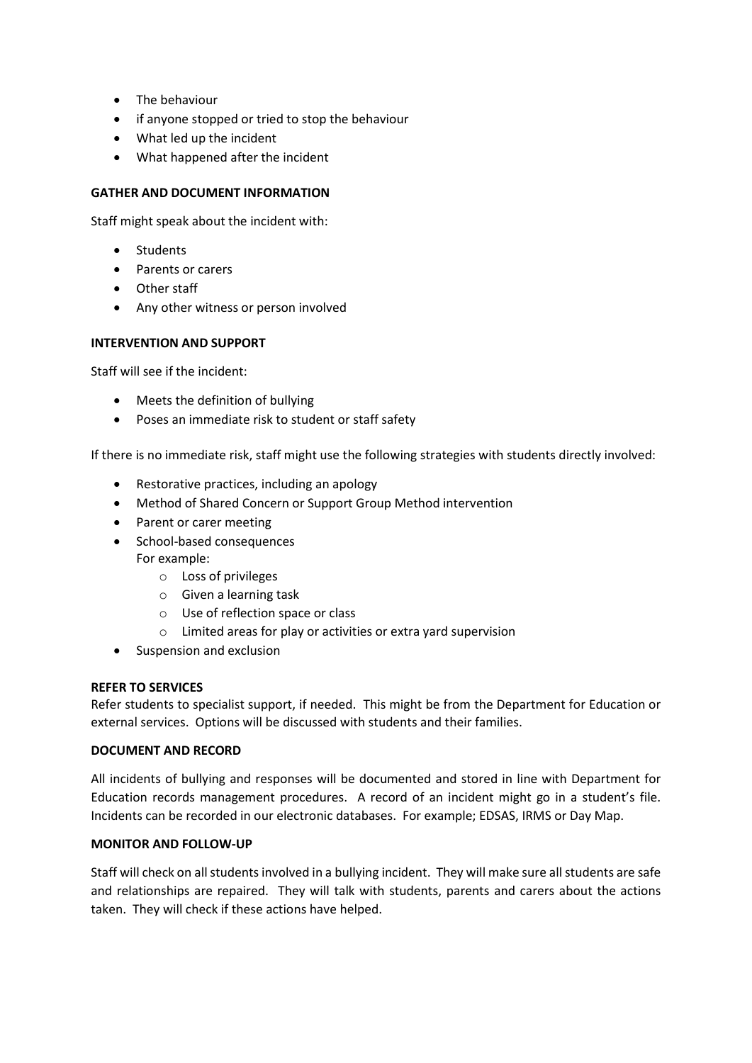- The behaviour
- if anyone stopped or tried to stop the behaviour
- What led up the incident
- What happened after the incident

**GATHER AND DOCUMENT INFORMATION**

Staff might speak about the incident with:

- Students
- Parents or carers
- Other staff
- Any other witness or person involved

**INTERVENTION AND SUPPORT**

Staff will see if the incident:

- Meets the definition of bullying
- Poses an immediate risk to student or staff safety

If there is no immediate risk, staff might use the following strategies with students directly involved:

- Restorative practices, including an apology
- Method of Shared Concern or Support Group Method intervention
- Parent or carer meeting
- School-based consequences
  For example:
  - Loss of privileges
  - Given a learning task
  - Use of reflection space or class
  - Limited areas for play or activities or extra yard supervision
- Suspension and exclusion

**REFER TO SERVICES**

Refer students to specialist support, if needed. This might be from the Department for Education or external services. Options will be discussed with students and their families.

**DOCUMENT AND RECORD**

All incidents of bullying and responses will be documented and stored in line with Department for Education records management procedures. A record of an incident might go in a student's file. Incidents can be recorded in our electronic databases. For example; EDSAS, IRMS or Day Map.

**MONITOR AND FOLLOW-UP**

Staff will check on all students involved in a bullying incident. They will make sure all students are safe and relationships are repaired. They will talk with students, parents and carers about the actions taken. They will check if these actions have helped.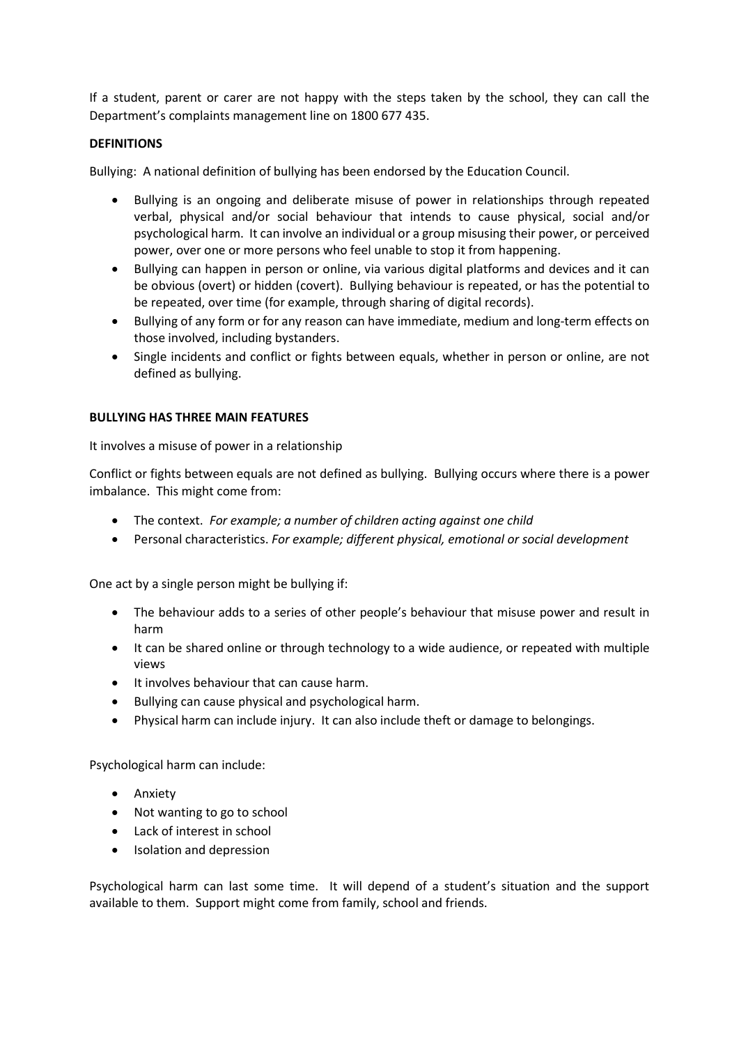If a student, parent or carer are not happy with the steps taken by the school, they can call the Department's complaints management line on 1800 677 435.

**DEFINITIONS**

Bullying: A national definition of bullying has been endorsed by the Education Council.

- Bullying is an ongoing and deliberate misuse of power in relationships through repeated verbal, physical and/or social behaviour that intends to cause physical, social and/or psychological harm. It can involve an individual or a group misusing their power, or perceived power, over one or more persons who feel unable to stop it from happening.
- Bullying can happen in person or online, via various digital platforms and devices and it can be obvious (overt) or hidden (covert). Bullying behaviour is repeated, or has the potential to be repeated, over time (for example, through sharing of digital records).
- Bullying of any form or for any reason can have immediate, medium and long-term effects on those involved, including bystanders.
- Single incidents and conflict or fights between equals, whether in person or online, are not defined as bullying.

**BULLYING HAS THREE MAIN FEATURES**

It involves a misuse of power in a relationship

Conflict or fights between equals are not defined as bullying. Bullying occurs where there is a power imbalance. This might come from:

- The context. *For example; a number of children acting against one child*
- Personal characteristics. *For example; different physical, emotional or social development*

One act by a single person might be bullying if:

- The behaviour adds to a series of other people's behaviour that misuse power and result in harm
- It can be shared online or through technology to a wide audience, or repeated with multiple views
- It involves behaviour that can cause harm.
- Bullying can cause physical and psychological harm.
- Physical harm can include injury. It can also include theft or damage to belongings.

Psychological harm can include:

- Anxiety
- Not wanting to go to school
- Lack of interest in school
- Isolation and depression

Psychological harm can last some time. It will depend of a student's situation and the support available to them. Support might come from family, school and friends.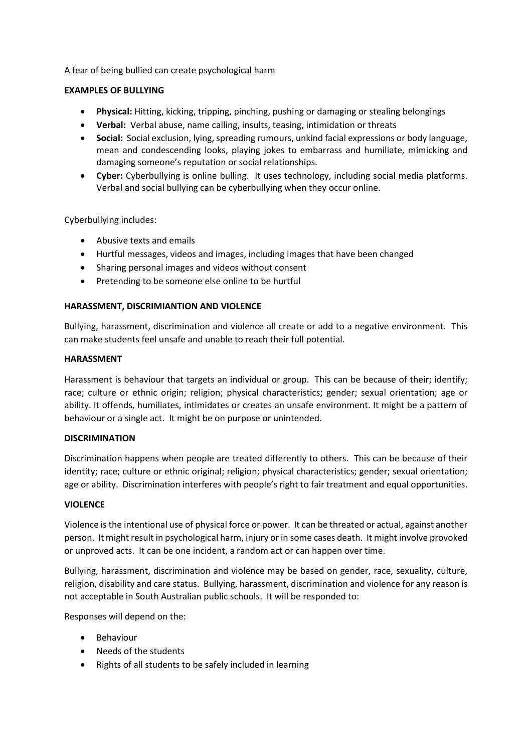A fear of being bullied can create psychological harm

**EXAMPLES OF BULLYING**

- **Physical:** Hitting, kicking, tripping, pinching, pushing or damaging or stealing belongings
- **Verbal:** Verbal abuse, name calling, insults, teasing, intimidation or threats
- **Social:** Social exclusion, lying, spreading rumours, unkind facial expressions or body language, mean and condescending looks, playing jokes to embarrass and humiliate, mimicking and damaging someone's reputation or social relationships.
- **Cyber:** Cyberbullying is online bulling. It uses technology, including social media platforms. Verbal and social bullying can be cyberbullying when they occur online.

Cyberbullying includes:

- Abusive texts and emails
- Hurtful messages, videos and images, including images that have been changed
- Sharing personal images and videos without consent
- Pretending to be someone else online to be hurtful

**HARASSMENT, DISCRIMIANTION AND VIOLENCE**

Bullying, harassment, discrimination and violence all create or add to a negative environment. This can make students feel unsafe and unable to reach their full potential.

**HARASSMENT**

Harassment is behaviour that targets an individual or group. This can be because of their; identify; race; culture or ethnic origin; religion; physical characteristics; gender; sexual orientation; age or ability. It offends, humiliates, intimidates or creates an unsafe environment. It might be a pattern of behaviour or a single act. It might be on purpose or unintended.

**DISCRIMINATION**

Discrimination happens when people are treated differently to others. This can be because of their identity; race; culture or ethnic original; religion; physical characteristics; gender; sexual orientation; age or ability. Discrimination interferes with people's right to fair treatment and equal opportunities.

**VIOLENCE**

Violence is the intentional use of physical force or power. It can be threated or actual, against another person. It might result in psychological harm, injury or in some cases death. It might involve provoked or unproved acts. It can be one incident, a random act or can happen over time.

Bullying, harassment, discrimination and violence may be based on gender, race, sexuality, culture, religion, disability and care status. Bullying, harassment, discrimination and violence for any reason is not acceptable in South Australian public schools. It will be responded to:

Responses will depend on the:

- Behaviour
- Needs of the students
- Rights of all students to be safely included in learning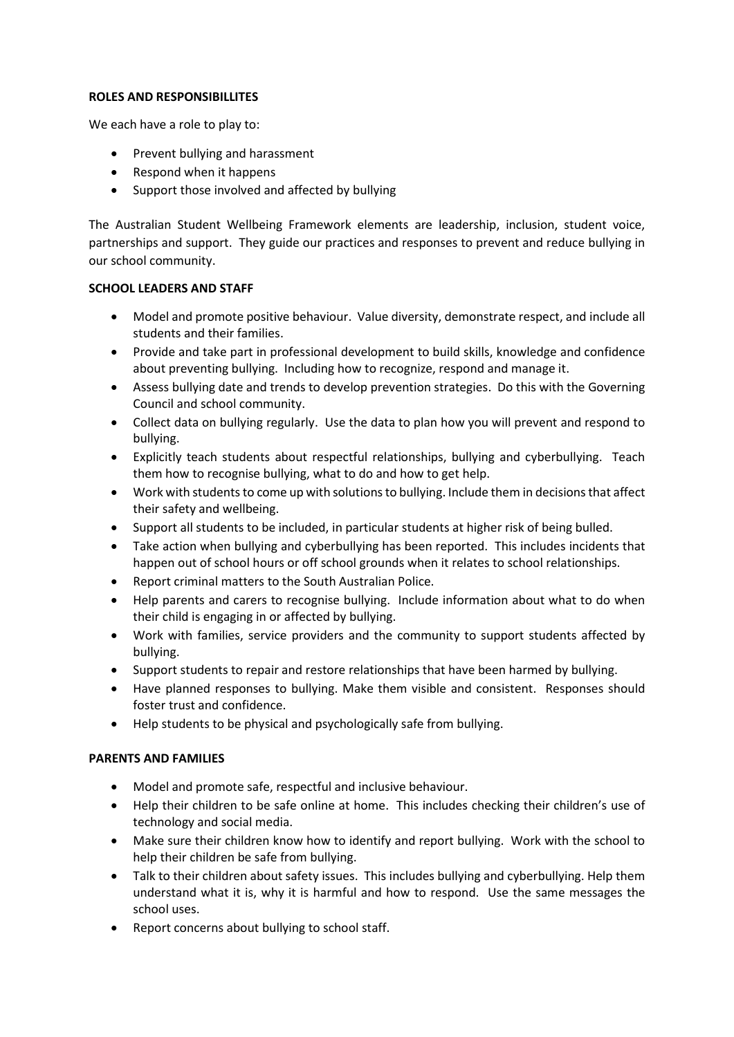**ROLES AND RESPONSIBILLITES**

We each have a role to play to:

- Prevent bullying and harassment
- Respond when it happens
- Support those involved and affected by bullying

The Australian Student Wellbeing Framework elements are leadership, inclusion, student voice, partnerships and support. They guide our practices and responses to prevent and reduce bullying in our school community.

**SCHOOL LEADERS AND STAFF**

- Model and promote positive behaviour. Value diversity, demonstrate respect, and include all students and their families.
- Provide and take part in professional development to build skills, knowledge and confidence about preventing bullying. Including how to recognize, respond and manage it.
- Assess bullying date and trends to develop prevention strategies. Do this with the Governing Council and school community.
- Collect data on bullying regularly. Use the data to plan how you will prevent and respond to bullying.
- Explicitly teach students about respectful relationships, bullying and cyberbullying. Teach them how to recognise bullying, what to do and how to get help.
- Work with students to come up with solutions to bullying. Include them in decisions that affect their safety and wellbeing.
- Support all students to be included, in particular students at higher risk of being bulled.
- Take action when bullying and cyberbullying has been reported. This includes incidents that happen out of school hours or off school grounds when it relates to school relationships.
- Report criminal matters to the South Australian Police.
- Help parents and carers to recognise bullying. Include information about what to do when their child is engaging in or affected by bullying.
- Work with families, service providers and the community to support students affected by bullying.
- Support students to repair and restore relationships that have been harmed by bullying.
- Have planned responses to bullying. Make them visible and consistent. Responses should foster trust and confidence.
- Help students to be physical and psychologically safe from bullying.

**PARENTS AND FAMILIES**

- Model and promote safe, respectful and inclusive behaviour.
- Help their children to be safe online at home. This includes checking their children's use of technology and social media.
- Make sure their children know how to identify and report bullying. Work with the school to help their children be safe from bullying.
- Talk to their children about safety issues. This includes bullying and cyberbullying. Help them understand what it is, why it is harmful and how to respond. Use the same messages the school uses.
- Report concerns about bullying to school staff.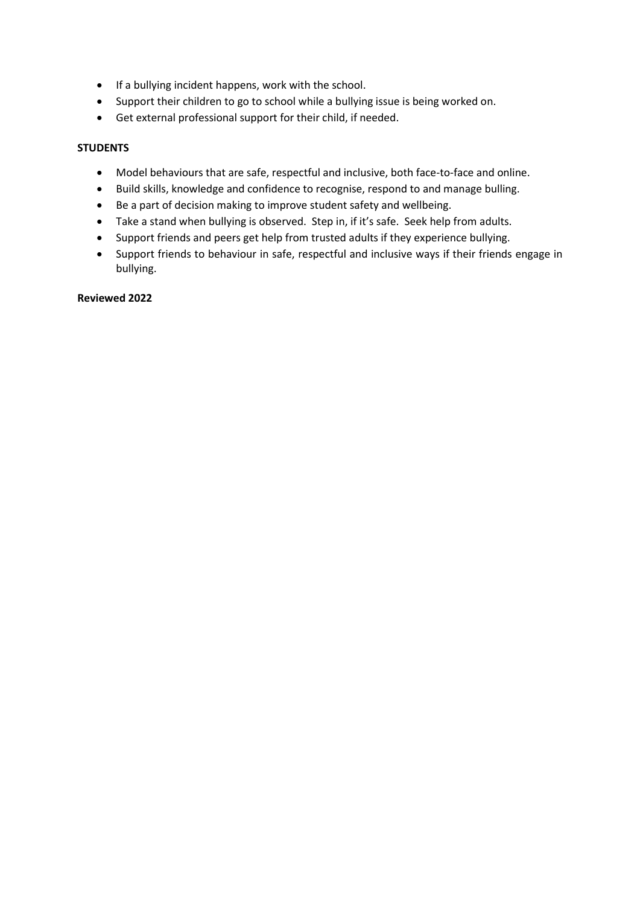- If a bullying incident happens, work with the school.
- Support their children to go to school while a bullying issue is being worked on.
- Get external professional support for their child, if needed.

**STUDENTS**

- Model behaviours that are safe, respectful and inclusive, both face-to-face and online.
- Build skills, knowledge and confidence to recognise, respond to and manage bulling.
- Be a part of decision making to improve student safety and wellbeing.
- Take a stand when bullying is observed. Step in, if it's safe. Seek help from adults.
- Support friends and peers get help from trusted adults if they experience bullying.
- Support friends to behaviour in safe, respectful and inclusive ways if their friends engage in bullying.

**Reviewed 2022**